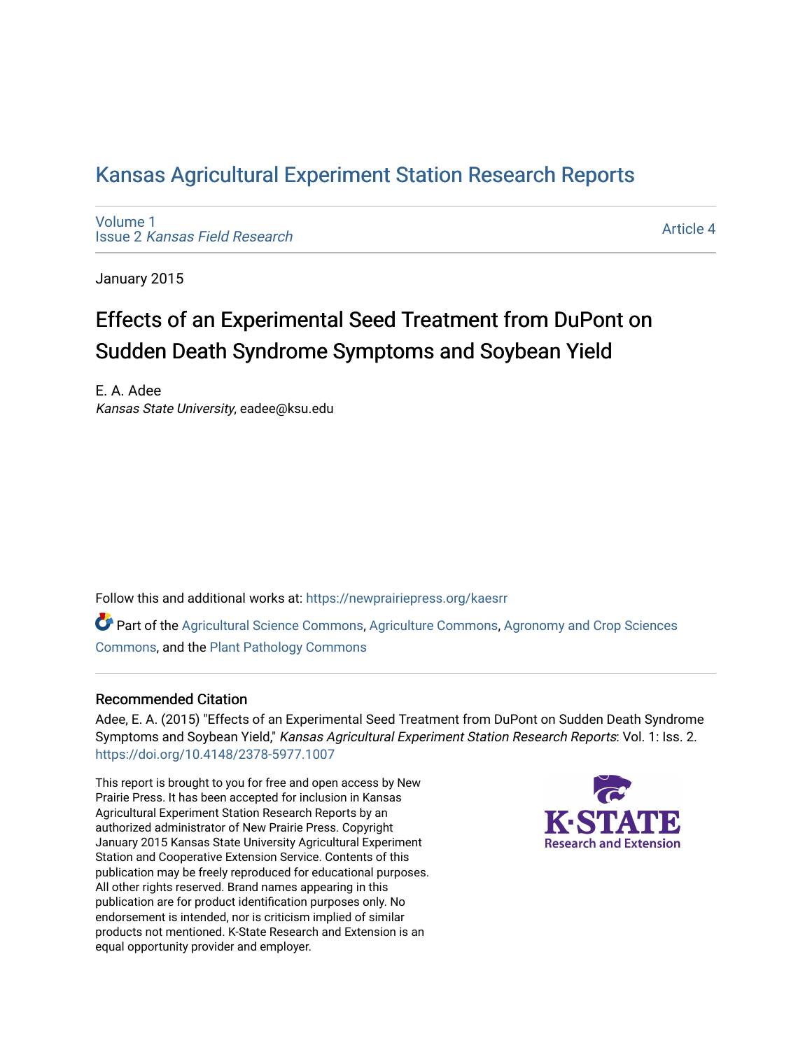# Kansas Agricultural Experiment Station Research Reports

Volume 1
Issue 2 *Kansas Field Research*

Article 4

January 2015

## Effects of an Experimental Seed Treatment from DuPont on Sudden Death Syndrome Symptoms and Soybean Yield

E. A. Adee
*Kansas State University*, eadee@ksu.edu

Follow this and additional works at: https://newprairiepress.org/kaesrr

Part of the Agricultural Science Commons, Agriculture Commons, Agronomy and Crop Sciences Commons, and the Plant Pathology Commons

### Recommended Citation

Adee, E. A. (2015) "Effects of an Experimental Seed Treatment from DuPont on Sudden Death Syndrome Symptoms and Soybean Yield," *Kansas Agricultural Experiment Station Research Reports*: Vol. 1: Iss. 2. https://doi.org/10.4148/2378-5977.1007

This report is brought to you for free and open access by New Prairie Press. It has been accepted for inclusion in Kansas Agricultural Experiment Station Research Reports by an authorized administrator of New Prairie Press. Copyright January 2015 Kansas State University Agricultural Experiment Station and Cooperative Extension Service. Contents of this publication may be freely reproduced for educational purposes. All other rights reserved. Brand names appearing in this publication are for product identification purposes only. No endorsement is intended, nor is criticism implied of similar products not mentioned. K-State Research and Extension is an equal opportunity provider and employer.

K-STATE
Research and Extension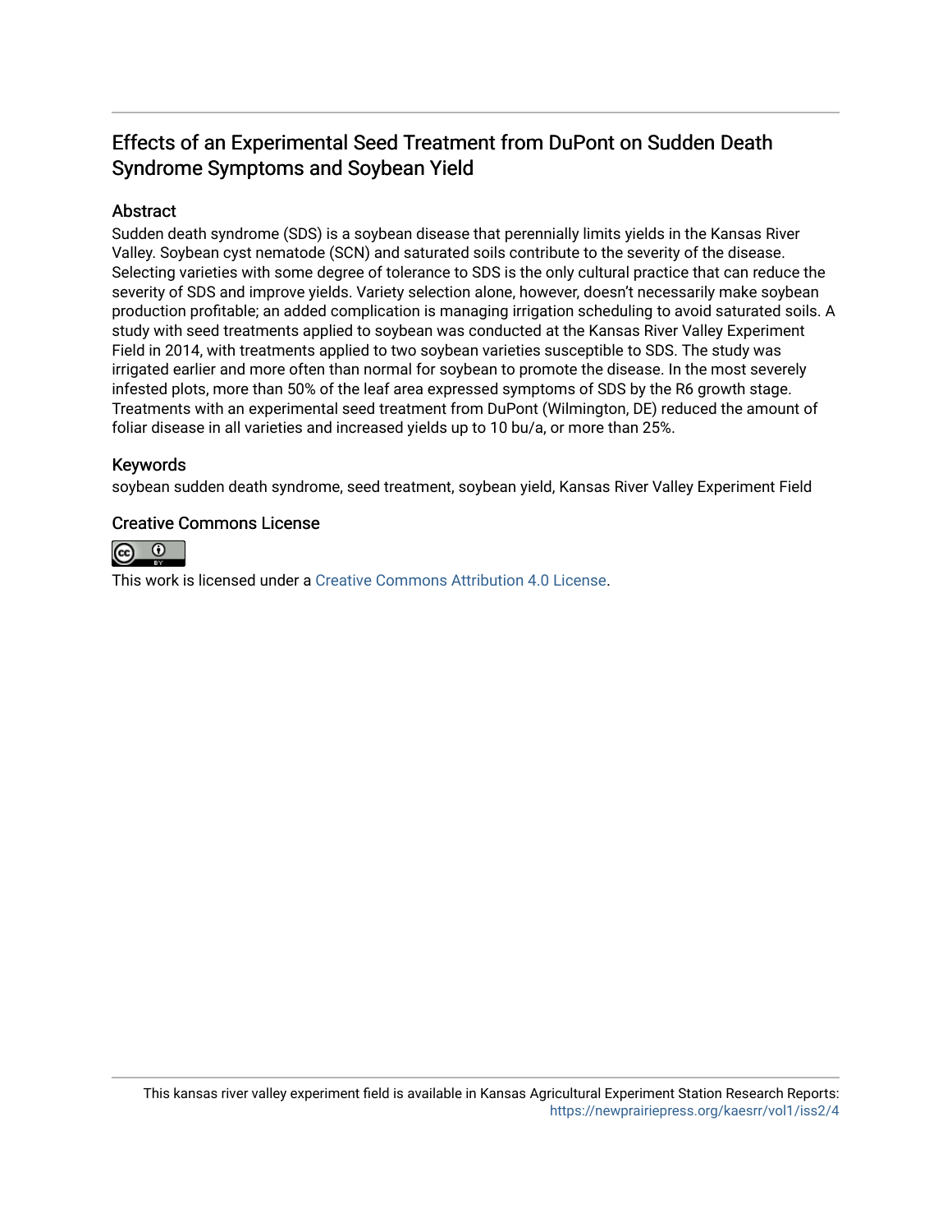# Effects of an Experimental Seed Treatment from DuPont on Sudden Death Syndrome Symptoms and Soybean Yield

## Abstract

Sudden death syndrome (SDS) is a soybean disease that perennially limits yields in the Kansas River Valley. Soybean cyst nematode (SCN) and saturated soils contribute to the severity of the disease. Selecting varieties with some degree of tolerance to SDS is the only cultural practice that can reduce the severity of SDS and improve yields. Variety selection alone, however, doesn't necessarily make soybean production profitable; an added complication is managing irrigation scheduling to avoid saturated soils. A study with seed treatments applied to soybean was conducted at the Kansas River Valley Experiment Field in 2014, with treatments applied to two soybean varieties susceptible to SDS. The study was irrigated earlier and more often than normal for soybean to promote the disease. In the most severely infested plots, more than 50% of the leaf area expressed symptoms of SDS by the R6 growth stage. Treatments with an experimental seed treatment from DuPont (Wilmington, DE) reduced the amount of foliar disease in all varieties and increased yields up to 10 bu/a, or more than 25%.

## Keywords

soybean sudden death syndrome, seed treatment, soybean yield, Kansas River Valley Experiment Field

## Creative Commons License

This work is licensed under a Creative Commons Attribution 4.0 License.

This kansas river valley experiment field is available in Kansas Agricultural Experiment Station Research Reports: https://newprairiepress.org/kaesrr/vol1/iss2/4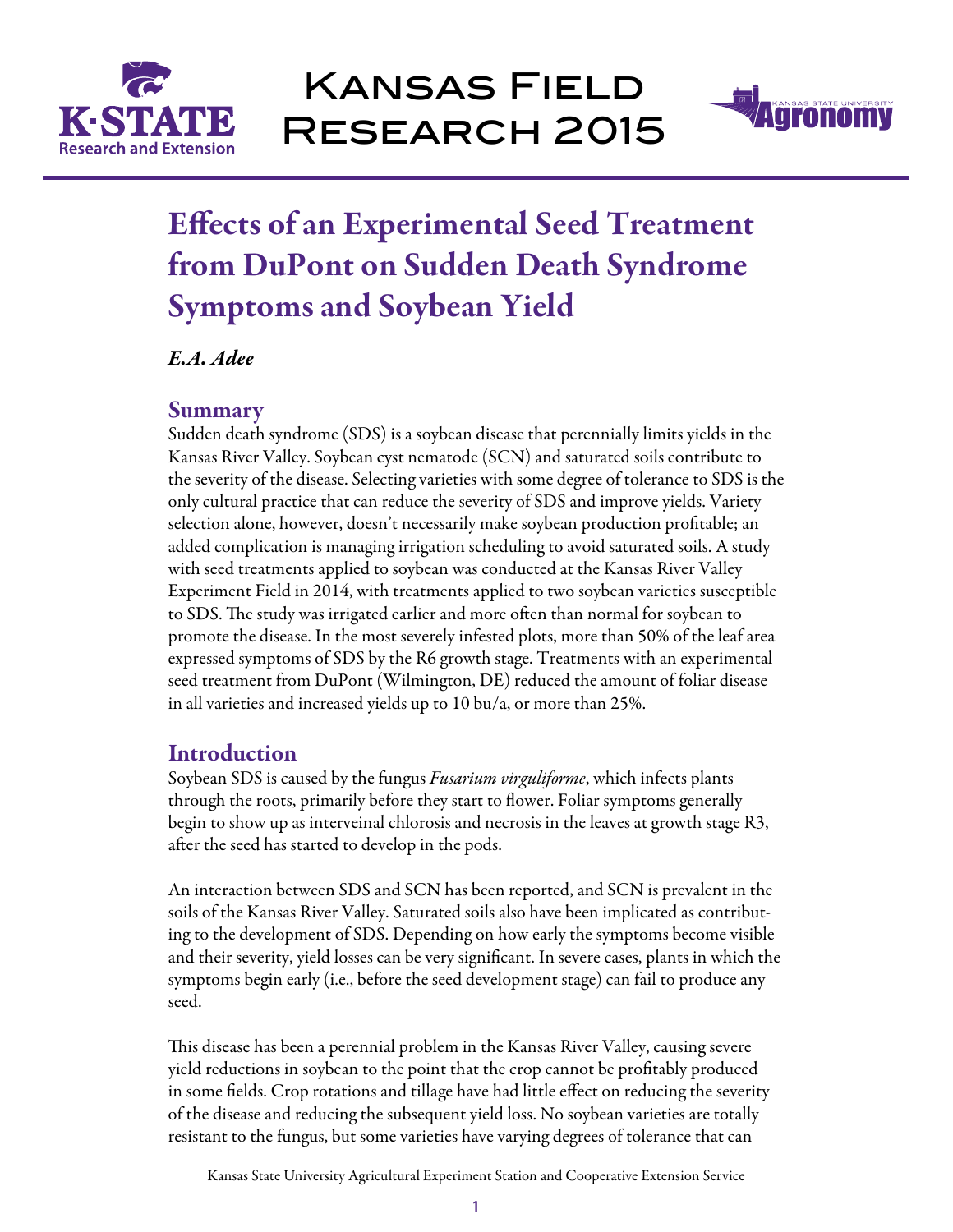# Effects of an Experimental Seed Treatment from DuPont on Sudden Death Syndrome Symptoms and Soybean Yield

*E.A. Adee*

## Summary

Sudden death syndrome (SDS) is a soybean disease that perennially limits yields in the Kansas River Valley. Soybean cyst nematode (SCN) and saturated soils contribute to the severity of the disease. Selecting varieties with some degree of tolerance to SDS is the only cultural practice that can reduce the severity of SDS and improve yields. Variety selection alone, however, doesn't necessarily make soybean production profitable; an added complication is managing irrigation scheduling to avoid saturated soils. A study with seed treatments applied to soybean was conducted at the Kansas River Valley Experiment Field in 2014, with treatments applied to two soybean varieties susceptible to SDS. The study was irrigated earlier and more often than normal for soybean to promote the disease. In the most severely infested plots, more than 50% of the leaf area expressed symptoms of SDS by the R6 growth stage. Treatments with an experimental seed treatment from DuPont (Wilmington, DE) reduced the amount of foliar disease in all varieties and increased yields up to 10 bu/a, or more than 25%.

## Introduction

Soybean SDS is caused by the fungus *Fusarium virguliforme*, which infects plants through the roots, primarily before they start to flower. Foliar symptoms generally begin to show up as interveinal chlorosis and necrosis in the leaves at growth stage R3, after the seed has started to develop in the pods.

An interaction between SDS and SCN has been reported, and SCN is prevalent in the soils of the Kansas River Valley. Saturated soils also have been implicated as contributing to the development of SDS. Depending on how early the symptoms become visible and their severity, yield losses can be very significant. In severe cases, plants in which the symptoms begin early (i.e., before the seed development stage) can fail to produce any seed.

This disease has been a perennial problem in the Kansas River Valley, causing severe yield reductions in soybean to the point that the crop cannot be profitably produced in some fields. Crop rotations and tillage have had little effect on reducing the severity of the disease and reducing the subsequent yield loss. No soybean varieties are totally resistant to the fungus, but some varieties have varying degrees of tolerance that can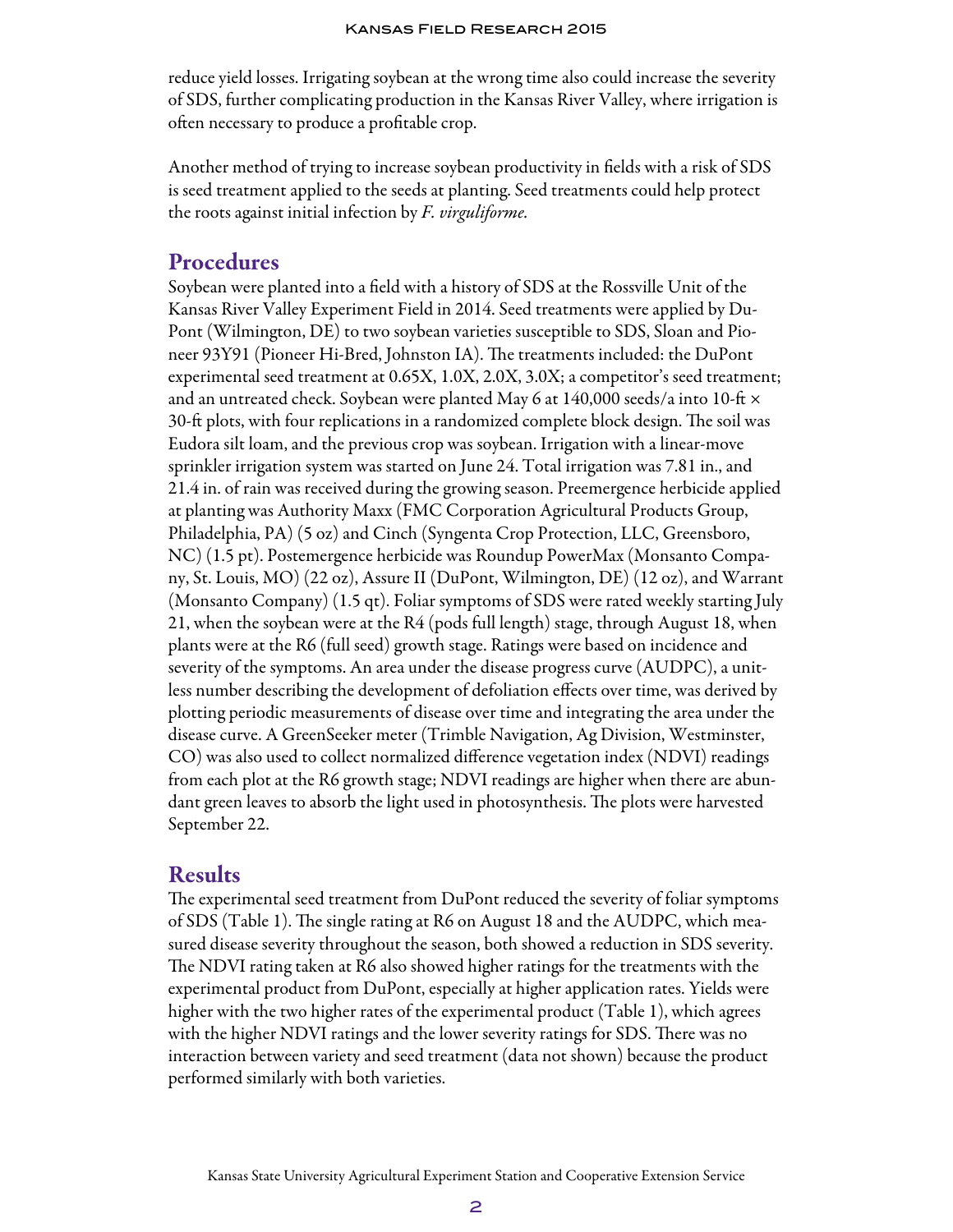reduce yield losses. Irrigating soybean at the wrong time also could increase the severity of SDS, further complicating production in the Kansas River Valley, where irrigation is often necessary to produce a profitable crop.

Another method of trying to increase soybean productivity in fields with a risk of SDS is seed treatment applied to the seeds at planting. Seed treatments could help protect the roots against initial infection by *F. virguliforme*.

## Procedures

Soybean were planted into a field with a history of SDS at the Rossville Unit of the Kansas River Valley Experiment Field in 2014. Seed treatments were applied by DuPont (Wilmington, DE) to two soybean varieties susceptible to SDS, Sloan and Pioneer 93Y91 (Pioneer Hi-Bred, Johnston IA). The treatments included: the DuPont experimental seed treatment at 0.65X, 1.0X, 2.0X, 3.0X; a competitor's seed treatment; and an untreated check. Soybean were planted May 6 at 140,000 seeds/a into 10-ft × 30-ft plots, with four replications in a randomized complete block design. The soil was Eudora silt loam, and the previous crop was soybean. Irrigation with a linear-move sprinkler irrigation system was started on June 24. Total irrigation was 7.81 in., and 21.4 in. of rain was received during the growing season. Preemergence herbicide applied at planting was Authority Maxx (FMC Corporation Agricultural Products Group, Philadelphia, PA) (5 oz) and Cinch (Syngenta Crop Protection, LLC, Greensboro, NC) (1.5 pt). Postemergence herbicide was Roundup PowerMax (Monsanto Company, St. Louis, MO) (22 oz), Assure II (DuPont, Wilmington, DE) (12 oz), and Warrant (Monsanto Company) (1.5 qt). Foliar symptoms of SDS were rated weekly starting July 21, when the soybean were at the R4 (pods full length) stage, through August 18, when plants were at the R6 (full seed) growth stage. Ratings were based on incidence and severity of the symptoms. An area under the disease progress curve (AUDPC), a unitless number describing the development of defoliation effects over time, was derived by plotting periodic measurements of disease over time and integrating the area under the disease curve. A GreenSeeker meter (Trimble Navigation, Ag Division, Westminster, CO) was also used to collect normalized difference vegetation index (NDVI) readings from each plot at the R6 growth stage; NDVI readings are higher when there are abundant green leaves to absorb the light used in photosynthesis. The plots were harvested September 22.

## Results

The experimental seed treatment from DuPont reduced the severity of foliar symptoms of SDS (Table 1). The single rating at R6 on August 18 and the AUDPC, which measured disease severity throughout the season, both showed a reduction in SDS severity. The NDVI rating taken at R6 also showed higher ratings for the treatments with the experimental product from DuPont, especially at higher application rates. Yields were higher with the two higher rates of the experimental product (Table 1), which agrees with the higher NDVI ratings and the lower severity ratings for SDS. There was no interaction between variety and seed treatment (data not shown) because the product performed similarly with both varieties.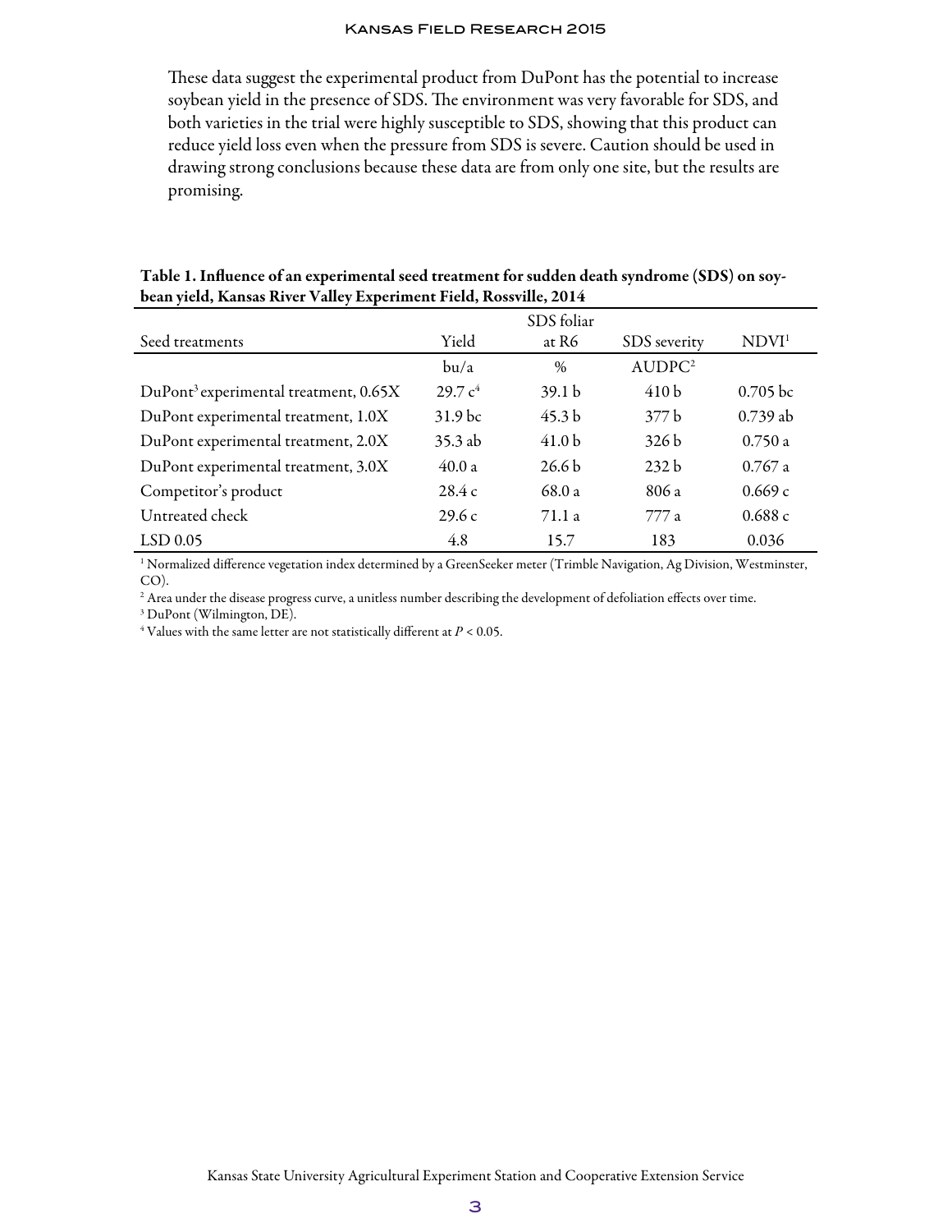These data suggest the experimental product from DuPont has the potential to increase soybean yield in the presence of SDS. The environment was very favorable for SDS, and both varieties in the trial were highly susceptible to SDS, showing that this product can reduce yield loss even when the pressure from SDS is severe. Caution should be used in drawing strong conclusions because these data are from only one site, but the results are promising.

**Table 1. Influence of an experimental seed treatment for sudden death syndrome (SDS) on soybean yield, Kansas River Valley Experiment Field, Rossville, 2014**

| Seed treatments | Yield | SDS foliar at R6 | SDS severity | NDVI[1] |
|---|---|---|---|---|
| | bu/a | % | AUDPC[2] | |
| DuPont[3] experimental treatment, 0.65X | 29.7 c[4] | 39.1 b | 410 b | 0.705 bc |
| DuPont experimental treatment, 1.0X | 31.9 bc | 45.3 b | 377 b | 0.739 ab |
| DuPont experimental treatment, 2.0X | 35.3 ab | 41.0 b | 326 b | 0.750 a |
| DuPont experimental treatment, 3.0X | 40.0 a | 26.6 b | 232 b | 0.767 a |
| Competitor's product | 28.4 c | 68.0 a | 806 a | 0.669 c |
| Untreated check | 29.6 c | 71.1 a | 777 a | 0.688 c |
| LSD 0.05 | 4.8 | 15.7 | 183 | 0.036 |

[1] Normalized difference vegetation index determined by a GreenSeeker meter (Trimble Navigation, Ag Division, Westminster, CO).

[2] Area under the disease progress curve, a unitless number describing the development of defoliation effects over time.

[3] DuPont (Wilmington, DE).

[4] Values with the same letter are not statistically different at $P < 0.05$.